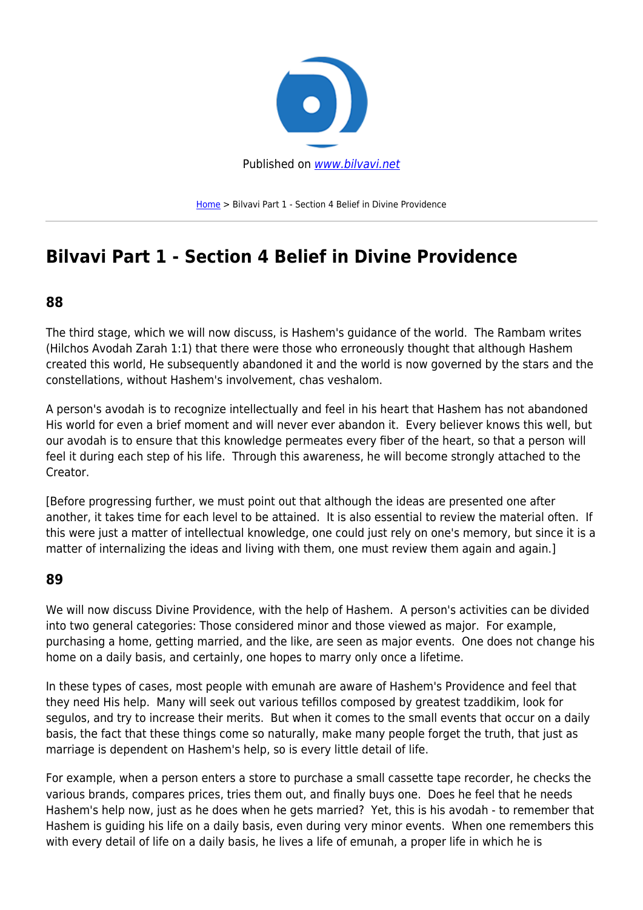Published on [www.bilvavi.net](www.bilvavi.net)

[Home](Home) > Bilvavi Part 1 - Section 4 Belief in Divine Providence

# Bilvavi Part 1 - Section 4 Belief in Divine Providence

## 88

The third stage, which we will now discuss, is Hashem's guidance of the world. The Rambam writes (Hilchos Avodah Zarah 1:1) that there were those who erroneously thought that although Hashem created this world, He subsequently abandoned it and the world is now governed by the stars and the constellations, without Hashem's involvement, chas veshalom.

A person's avodah is to recognize intellectually and feel in his heart that Hashem has not abandoned His world for even a brief moment and will never ever abandon it. Every believer knows this well, but our avodah is to ensure that this knowledge permeates every fiber of the heart, so that a person will feel it during each step of his life. Through this awareness, he will become strongly attached to the Creator.

[Before progressing further, we must point out that although the ideas are presented one after another, it takes time for each level to be attained. It is also essential to review the material often. If this were just a matter of intellectual knowledge, one could just rely on one's memory, but since it is a matter of internalizing the ideas and living with them, one must review them again and again.]

## 89

We will now discuss Divine Providence, with the help of Hashem. A person's activities can be divided into two general categories: Those considered minor and those viewed as major. For example, purchasing a home, getting married, and the like, are seen as major events. One does not change his home on a daily basis, and certainly, one hopes to marry only once a lifetime.

In these types of cases, most people with emunah are aware of Hashem's Providence and feel that they need His help. Many will seek out various tefillos composed by greatest tzaddikim, look for segulos, and try to increase their merits. But when it comes to the small events that occur on a daily basis, the fact that these things come so naturally, make many people forget the truth, that just as marriage is dependent on Hashem's help, so is every little detail of life.

For example, when a person enters a store to purchase a small cassette tape recorder, he checks the various brands, compares prices, tries them out, and finally buys one. Does he feel that he needs Hashem's help now, just as he does when he gets married? Yet, this is his avodah - to remember that Hashem is guiding his life on a daily basis, even during very minor events. When one remembers this with every detail of life on a daily basis, he lives a life of emunah, a proper life in which he is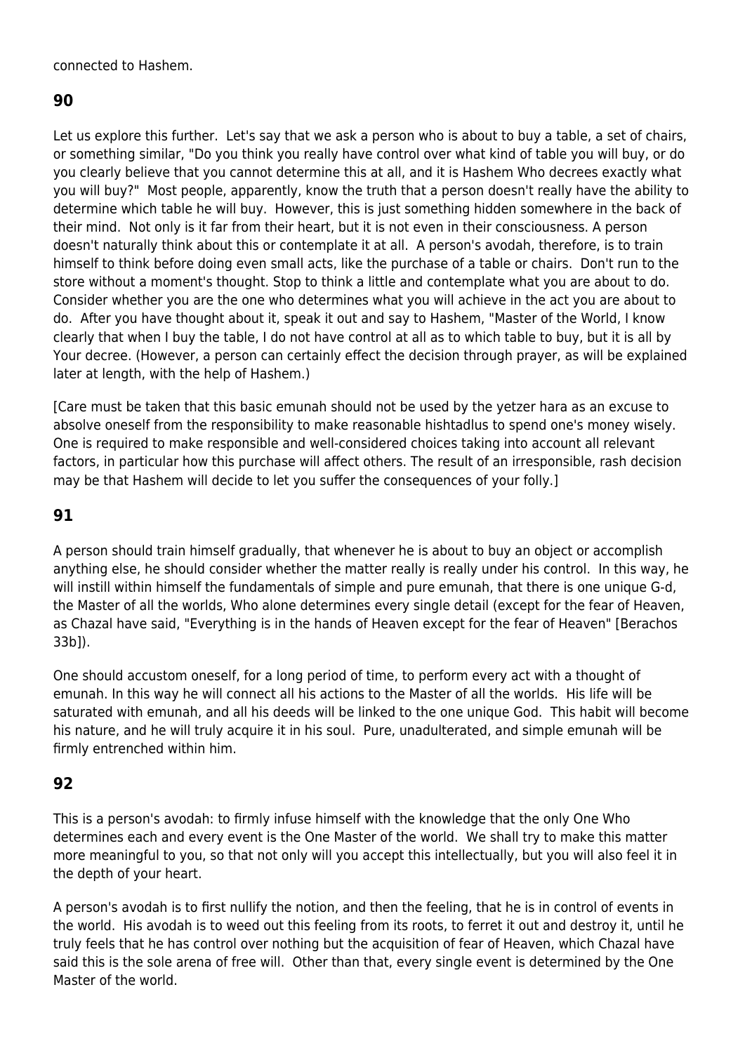connected to Hashem.

## 90

Let us explore this further. Let's say that we ask a person who is about to buy a table, a set of chairs, or something similar, "Do you think you really have control over what kind of table you will buy, or do you clearly believe that you cannot determine this at all, and it is Hashem Who decrees exactly what you will buy?" Most people, apparently, know the truth that a person doesn't really have the ability to determine which table he will buy. However, this is just something hidden somewhere in the back of their mind. Not only is it far from their heart, but it is not even in their consciousness. A person doesn't naturally think about this or contemplate it at all. A person's avodah, therefore, is to train himself to think before doing even small acts, like the purchase of a table or chairs. Don't run to the store without a moment's thought. Stop to think a little and contemplate what you are about to do. Consider whether you are the one who determines what you will achieve in the act you are about to do. After you have thought about it, speak it out and say to Hashem, "Master of the World, I know clearly that when I buy the table, I do not have control at all as to which table to buy, but it is all by Your decree. (However, a person can certainly effect the decision through prayer, as will be explained later at length, with the help of Hashem.)

[Care must be taken that this basic emunah should not be used by the yetzer hara as an excuse to absolve oneself from the responsibility to make reasonable hishtadlus to spend one's money wisely. One is required to make responsible and well-considered choices taking into account all relevant factors, in particular how this purchase will affect others. The result of an irresponsible, rash decision may be that Hashem will decide to let you suffer the consequences of your folly.]

## 91

A person should train himself gradually, that whenever he is about to buy an object or accomplish anything else, he should consider whether the matter really is really under his control. In this way, he will instill within himself the fundamentals of simple and pure emunah, that there is one unique G-d, the Master of all the worlds, Who alone determines every single detail (except for the fear of Heaven, as Chazal have said, "Everything is in the hands of Heaven except for the fear of Heaven" [Berachos 33b]).

One should accustom oneself, for a long period of time, to perform every act with a thought of emunah. In this way he will connect all his actions to the Master of all the worlds. His life will be saturated with emunah, and all his deeds will be linked to the one unique God. This habit will become his nature, and he will truly acquire it in his soul. Pure, unadulterated, and simple emunah will be firmly entrenched within him.

## 92

This is a person's avodah: to firmly infuse himself with the knowledge that the only One Who determines each and every event is the One Master of the world. We shall try to make this matter more meaningful to you, so that not only will you accept this intellectually, but you will also feel it in the depth of your heart.

A person's avodah is to first nullify the notion, and then the feeling, that he is in control of events in the world. His avodah is to weed out this feeling from its roots, to ferret it out and destroy it, until he truly feels that he has control over nothing but the acquisition of fear of Heaven, which Chazal have said this is the sole arena of free will. Other than that, every single event is determined by the One Master of the world.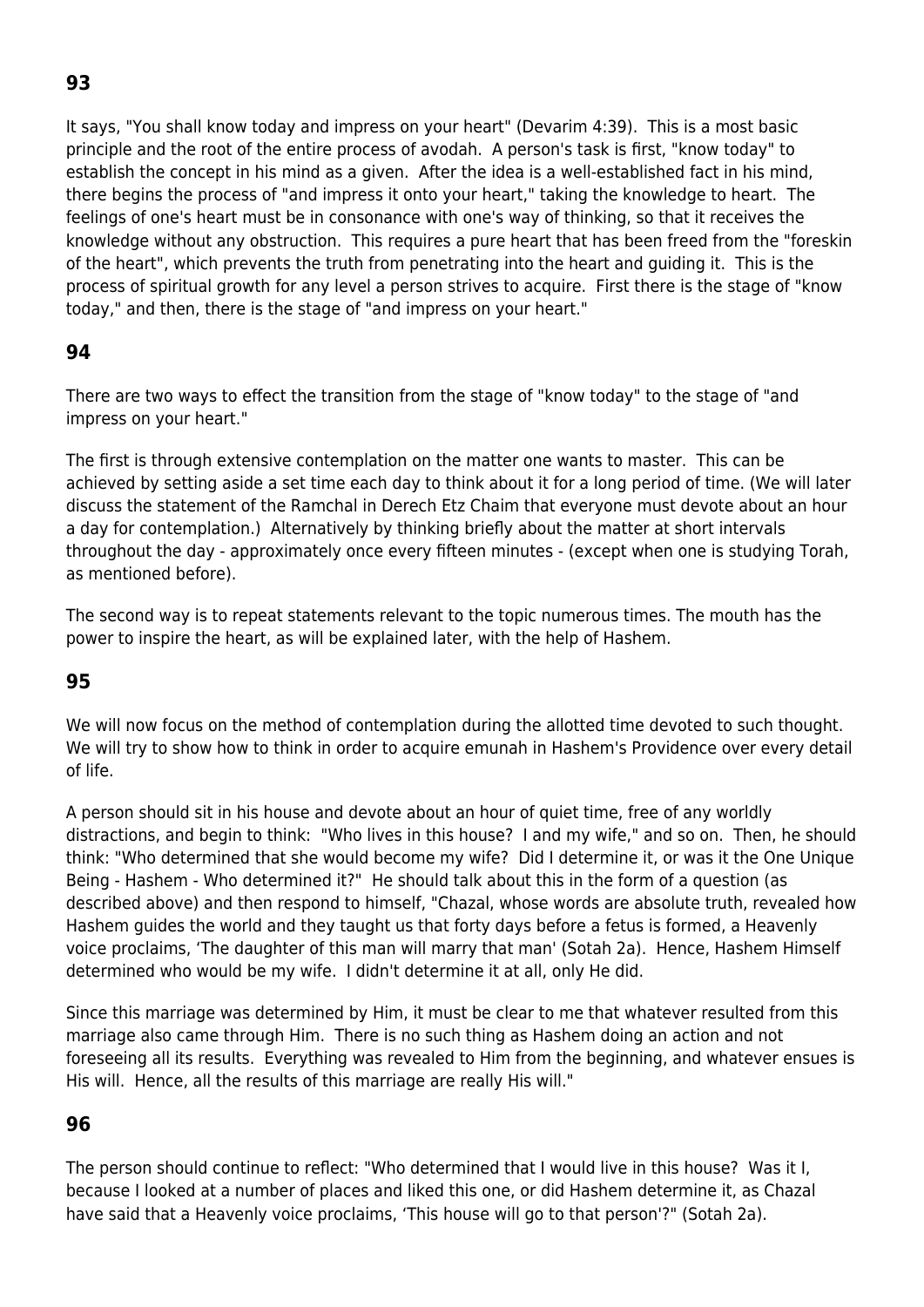## 93

It says, "You shall know today and impress on your heart" (Devarim 4:39). This is a most basic principle and the root of the entire process of avodah. A person's task is first, "know today" to establish the concept in his mind as a given. After the idea is a well-established fact in his mind, there begins the process of "and impress it onto your heart," taking the knowledge to heart. The feelings of one's heart must be in consonance with one's way of thinking, so that it receives the knowledge without any obstruction. This requires a pure heart that has been freed from the "foreskin of the heart", which prevents the truth from penetrating into the heart and guiding it. This is the process of spiritual growth for any level a person strives to acquire. First there is the stage of "know today," and then, there is the stage of "and impress on your heart."

## 94

There are two ways to effect the transition from the stage of "know today" to the stage of "and impress on your heart."

The first is through extensive contemplation on the matter one wants to master. This can be achieved by setting aside a set time each day to think about it for a long period of time. (We will later discuss the statement of the Ramchal in Derech Etz Chaim that everyone must devote about an hour a day for contemplation.) Alternatively by thinking briefly about the matter at short intervals throughout the day - approximately once every fifteen minutes - (except when one is studying Torah, as mentioned before).

The second way is to repeat statements relevant to the topic numerous times. The mouth has the power to inspire the heart, as will be explained later, with the help of Hashem.

## 95

We will now focus on the method of contemplation during the allotted time devoted to such thought. We will try to show how to think in order to acquire emunah in Hashem's Providence over every detail of life.

A person should sit in his house and devote about an hour of quiet time, free of any worldly distractions, and begin to think: "Who lives in this house? I and my wife," and so on. Then, he should think: "Who determined that she would become my wife? Did I determine it, or was it the One Unique Being - Hashem - Who determined it?" He should talk about this in the form of a question (as described above) and then respond to himself, "Chazal, whose words are absolute truth, revealed how Hashem guides the world and they taught us that forty days before a fetus is formed, a Heavenly voice proclaims, 'The daughter of this man will marry that man' (Sotah 2a). Hence, Hashem Himself determined who would be my wife. I didn't determine it at all, only He did.

Since this marriage was determined by Him, it must be clear to me that whatever resulted from this marriage also came through Him. There is no such thing as Hashem doing an action and not foreseeing all its results. Everything was revealed to Him from the beginning, and whatever ensues is His will. Hence, all the results of this marriage are really His will."

## 96

The person should continue to reflect: "Who determined that I would live in this house? Was it I, because I looked at a number of places and liked this one, or did Hashem determine it, as Chazal have said that a Heavenly voice proclaims, 'This house will go to that person'?" (Sotah 2a).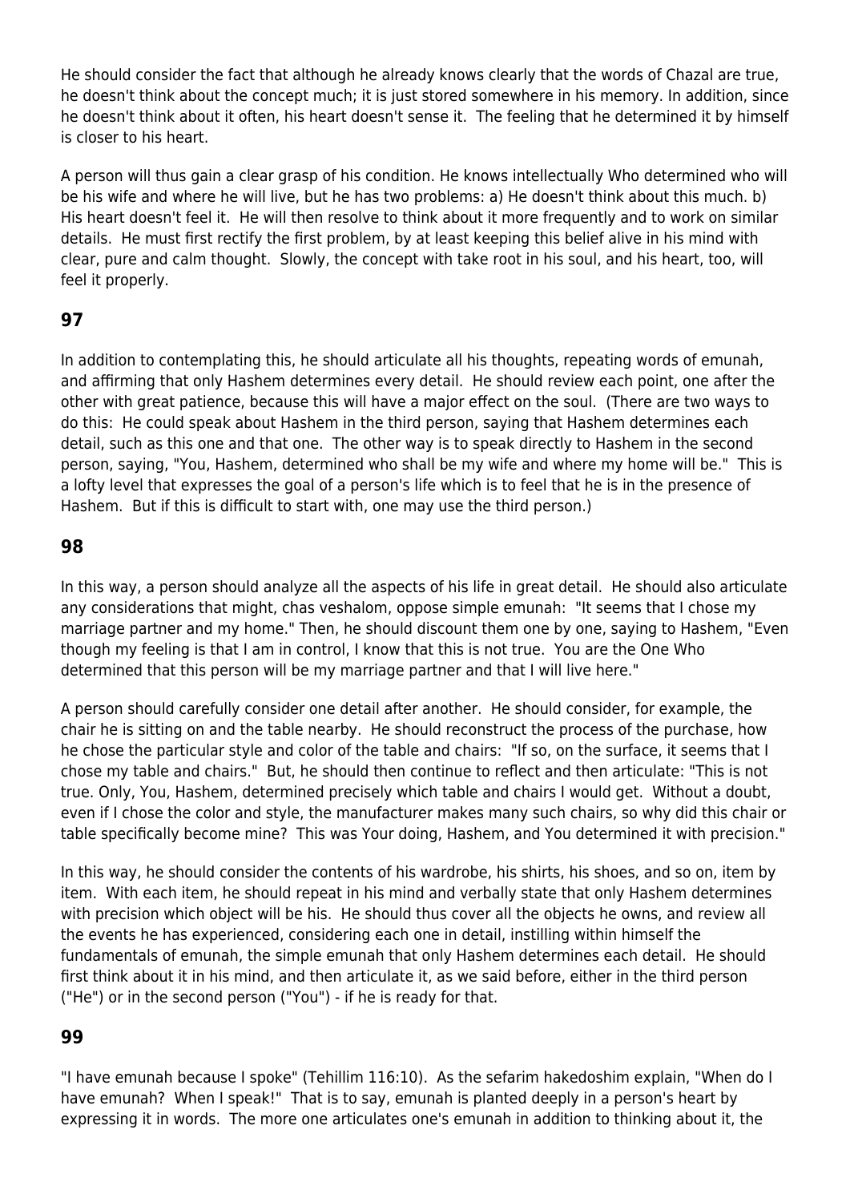He should consider the fact that although he already knows clearly that the words of Chazal are true, he doesn't think about the concept much; it is just stored somewhere in his memory. In addition, since he doesn't think about it often, his heart doesn't sense it. The feeling that he determined it by himself is closer to his heart.

A person will thus gain a clear grasp of his condition. He knows intellectually Who determined who will be his wife and where he will live, but he has two problems: a) He doesn't think about this much. b) His heart doesn't feel it. He will then resolve to think about it more frequently and to work on similar details. He must first rectify the first problem, by at least keeping this belief alive in his mind with clear, pure and calm thought. Slowly, the concept with take root in his soul, and his heart, too, will feel it properly.

## 97

In addition to contemplating this, he should articulate all his thoughts, repeating words of emunah, and affirming that only Hashem determines every detail. He should review each point, one after the other with great patience, because this will have a major effect on the soul. (There are two ways to do this: He could speak about Hashem in the third person, saying that Hashem determines each detail, such as this one and that one. The other way is to speak directly to Hashem in the second person, saying, "You, Hashem, determined who shall be my wife and where my home will be." This is a lofty level that expresses the goal of a person's life which is to feel that he is in the presence of Hashem. But if this is difficult to start with, one may use the third person.)

## 98

In this way, a person should analyze all the aspects of his life in great detail. He should also articulate any considerations that might, chas veshalom, oppose simple emunah: "It seems that I chose my marriage partner and my home." Then, he should discount them one by one, saying to Hashem, "Even though my feeling is that I am in control, I know that this is not true. You are the One Who determined that this person will be my marriage partner and that I will live here."

A person should carefully consider one detail after another. He should consider, for example, the chair he is sitting on and the table nearby. He should reconstruct the process of the purchase, how he chose the particular style and color of the table and chairs: "If so, on the surface, it seems that I chose my table and chairs." But, he should then continue to reflect and then articulate: "This is not true. Only, You, Hashem, determined precisely which table and chairs I would get. Without a doubt, even if I chose the color and style, the manufacturer makes many such chairs, so why did this chair or table specifically become mine? This was Your doing, Hashem, and You determined it with precision."

In this way, he should consider the contents of his wardrobe, his shirts, his shoes, and so on, item by item. With each item, he should repeat in his mind and verbally state that only Hashem determines with precision which object will be his. He should thus cover all the objects he owns, and review all the events he has experienced, considering each one in detail, instilling within himself the fundamentals of emunah, the simple emunah that only Hashem determines each detail. He should first think about it in his mind, and then articulate it, as we said before, either in the third person ("He") or in the second person ("You") - if he is ready for that.

## 99

"I have emunah because I spoke" (Tehillim 116:10). As the sefarim hakedoshim explain, "When do I have emunah? When I speak!" That is to say, emunah is planted deeply in a person's heart by expressing it in words. The more one articulates one's emunah in addition to thinking about it, the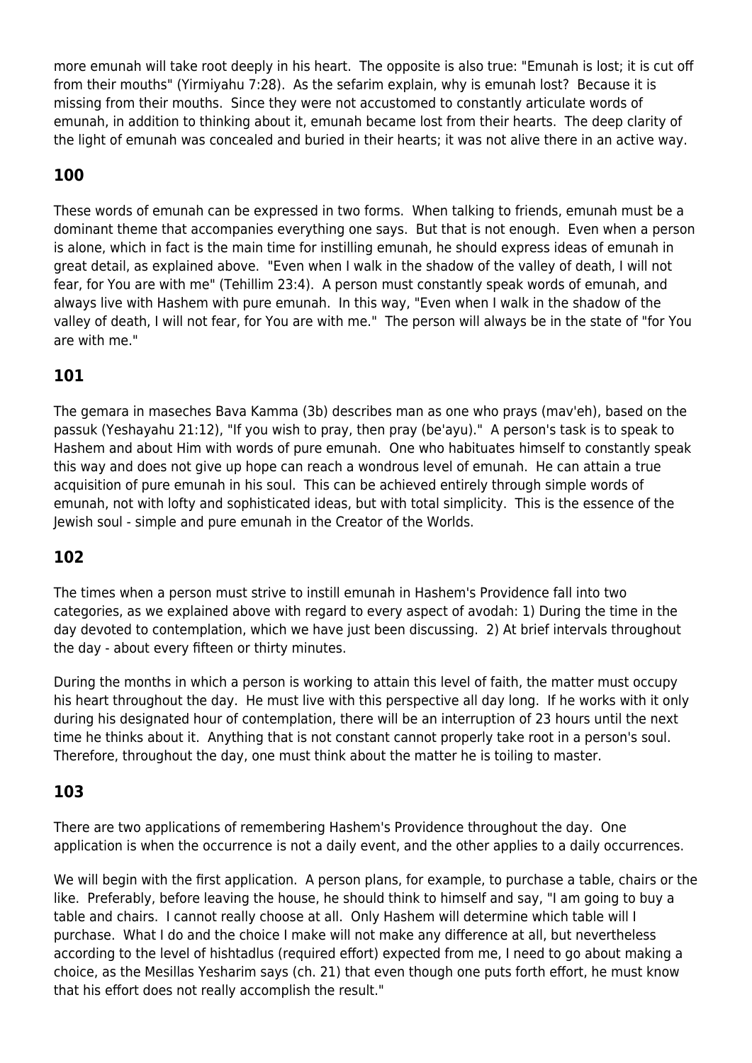more emunah will take root deeply in his heart. The opposite is also true: "Emunah is lost; it is cut off from their mouths" (Yirmiyahu 7:28). As the sefarim explain, why is emunah lost? Because it is missing from their mouths. Since they were not accustomed to constantly articulate words of emunah, in addition to thinking about it, emunah became lost from their hearts. The deep clarity of the light of emunah was concealed and buried in their hearts; it was not alive there in an active way.

## 100

These words of emunah can be expressed in two forms. When talking to friends, emunah must be a dominant theme that accompanies everything one says. But that is not enough. Even when a person is alone, which in fact is the main time for instilling emunah, he should express ideas of emunah in great detail, as explained above. "Even when I walk in the shadow of the valley of death, I will not fear, for You are with me" (Tehillim 23:4). A person must constantly speak words of emunah, and always live with Hashem with pure emunah. In this way, "Even when I walk in the shadow of the valley of death, I will not fear, for You are with me." The person will always be in the state of "for You are with me."

## 101

The gemara in maseches Bava Kamma (3b) describes man as one who prays (mav'eh), based on the passuk (Yeshayahu 21:12), "If you wish to pray, then pray (be'ayu)." A person's task is to speak to Hashem and about Him with words of pure emunah. One who habituates himself to constantly speak this way and does not give up hope can reach a wondrous level of emunah. He can attain a true acquisition of pure emunah in his soul. This can be achieved entirely through simple words of emunah, not with lofty and sophisticated ideas, but with total simplicity. This is the essence of the Jewish soul - simple and pure emunah in the Creator of the Worlds.

## 102

The times when a person must strive to instill emunah in Hashem's Providence fall into two categories, as we explained above with regard to every aspect of avodah: 1) During the time in the day devoted to contemplation, which we have just been discussing. 2) At brief intervals throughout the day - about every fifteen or thirty minutes.

During the months in which a person is working to attain this level of faith, the matter must occupy his heart throughout the day. He must live with this perspective all day long. If he works with it only during his designated hour of contemplation, there will be an interruption of 23 hours until the next time he thinks about it. Anything that is not constant cannot properly take root in a person's soul. Therefore, throughout the day, one must think about the matter he is toiling to master.

## 103

There are two applications of remembering Hashem's Providence throughout the day. One application is when the occurrence is not a daily event, and the other applies to a daily occurrences.

We will begin with the first application. A person plans, for example, to purchase a table, chairs or the like. Preferably, before leaving the house, he should think to himself and say, "I am going to buy a table and chairs. I cannot really choose at all. Only Hashem will determine which table will I purchase. What I do and the choice I make will not make any difference at all, but nevertheless according to the level of hishtadlus (required effort) expected from me, I need to go about making a choice, as the Mesillas Yesharim says (ch. 21) that even though one puts forth effort, he must know that his effort does not really accomplish the result."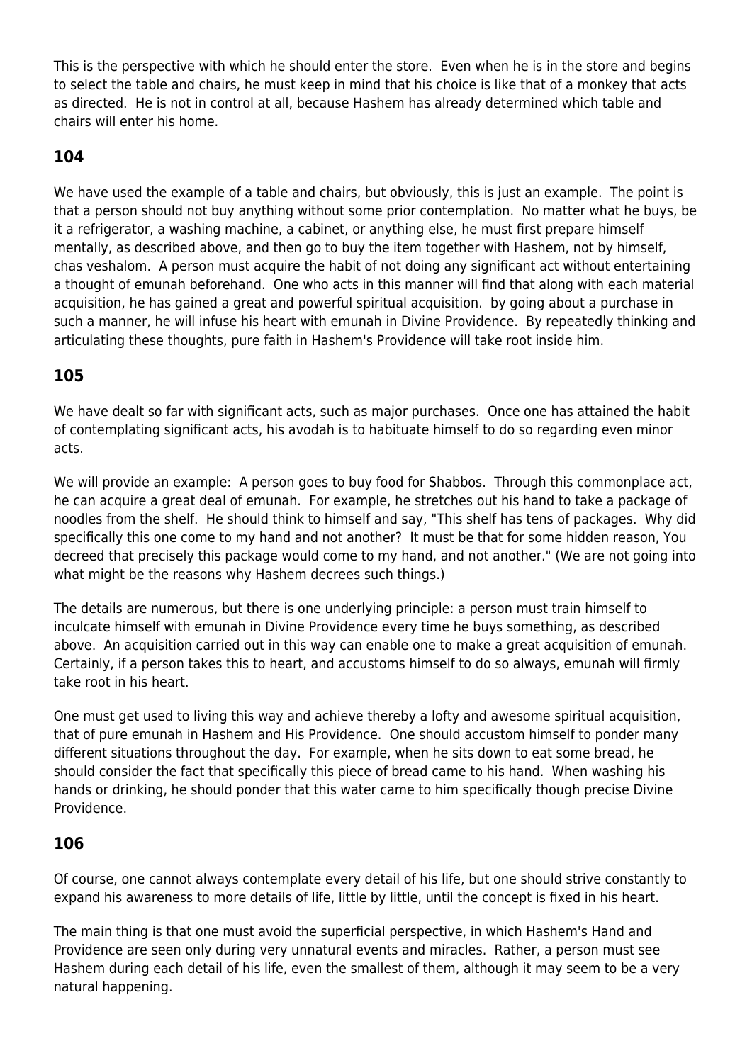This is the perspective with which he should enter the store. Even when he is in the store and begins to select the table and chairs, he must keep in mind that his choice is like that of a monkey that acts as directed. He is not in control at all, because Hashem has already determined which table and chairs will enter his home.

## 104

We have used the example of a table and chairs, but obviously, this is just an example. The point is that a person should not buy anything without some prior contemplation. No matter what he buys, be it a refrigerator, a washing machine, a cabinet, or anything else, he must first prepare himself mentally, as described above, and then go to buy the item together with Hashem, not by himself, chas veshalom. A person must acquire the habit of not doing any significant act without entertaining a thought of emunah beforehand. One who acts in this manner will find that along with each material acquisition, he has gained a great and powerful spiritual acquisition. by going about a purchase in such a manner, he will infuse his heart with emunah in Divine Providence. By repeatedly thinking and articulating these thoughts, pure faith in Hashem's Providence will take root inside him.

## 105

We have dealt so far with significant acts, such as major purchases. Once one has attained the habit of contemplating significant acts, his avodah is to habituate himself to do so regarding even minor acts.

We will provide an example: A person goes to buy food for Shabbos. Through this commonplace act, he can acquire a great deal of emunah. For example, he stretches out his hand to take a package of noodles from the shelf. He should think to himself and say, "This shelf has tens of packages. Why did specifically this one come to my hand and not another? It must be that for some hidden reason, You decreed that precisely this package would come to my hand, and not another." (We are not going into what might be the reasons why Hashem decrees such things.)

The details are numerous, but there is one underlying principle: a person must train himself to inculcate himself with emunah in Divine Providence every time he buys something, as described above. An acquisition carried out in this way can enable one to make a great acquisition of emunah. Certainly, if a person takes this to heart, and accustoms himself to do so always, emunah will firmly take root in his heart.

One must get used to living this way and achieve thereby a lofty and awesome spiritual acquisition, that of pure emunah in Hashem and His Providence. One should accustom himself to ponder many different situations throughout the day. For example, when he sits down to eat some bread, he should consider the fact that specifically this piece of bread came to his hand. When washing his hands or drinking, he should ponder that this water came to him specifically though precise Divine Providence.

## 106

Of course, one cannot always contemplate every detail of his life, but one should strive constantly to expand his awareness to more details of life, little by little, until the concept is fixed in his heart.

The main thing is that one must avoid the superficial perspective, in which Hashem's Hand and Providence are seen only during very unnatural events and miracles. Rather, a person must see Hashem during each detail of his life, even the smallest of them, although it may seem to be a very natural happening.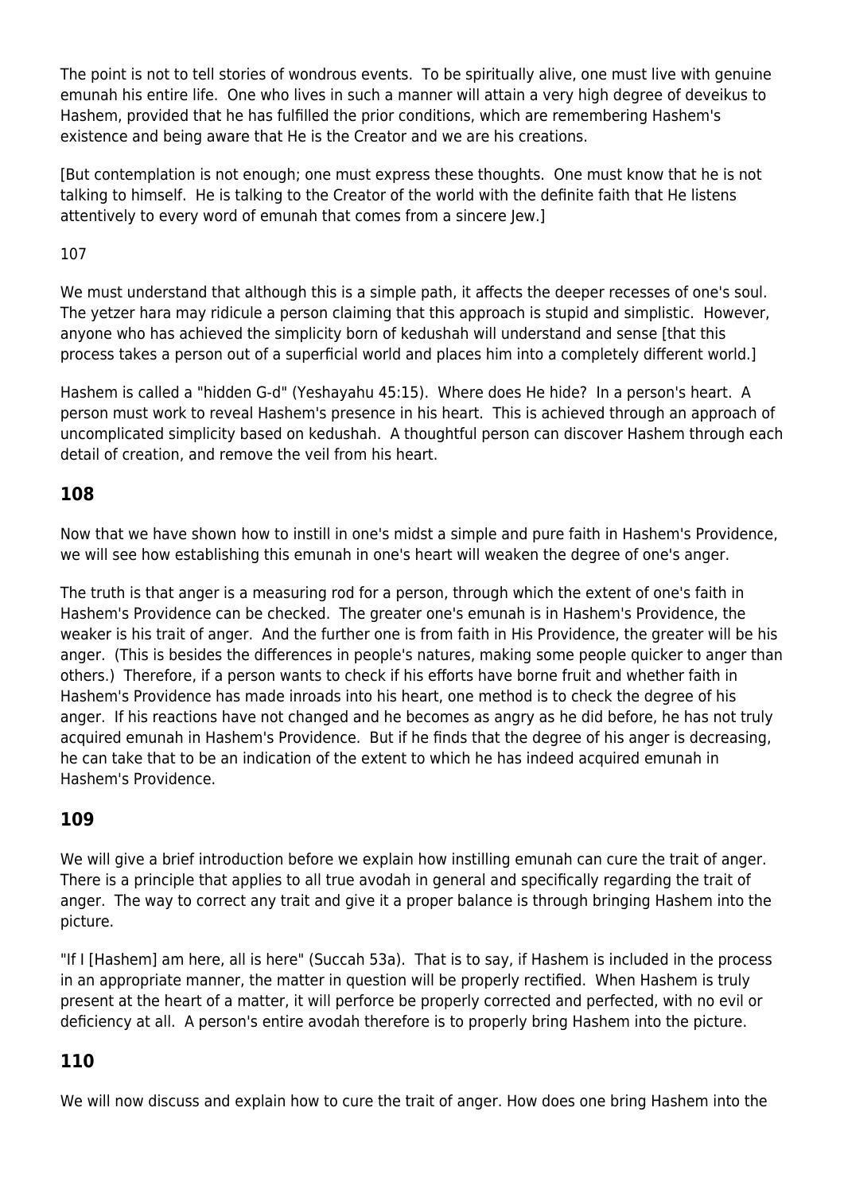The point is not to tell stories of wondrous events. To be spiritually alive, one must live with genuine emunah his entire life. One who lives in such a manner will attain a very high degree of deveikus to Hashem, provided that he has fulfilled the prior conditions, which are remembering Hashem's existence and being aware that He is the Creator and we are his creations.

[But contemplation is not enough; one must express these thoughts. One must know that he is not talking to himself. He is talking to the Creator of the world with the definite faith that He listens attentively to every word of emunah that comes from a sincere Jew.]

107

We must understand that although this is a simple path, it affects the deeper recesses of one's soul. The yetzer hara may ridicule a person claiming that this approach is stupid and simplistic. However, anyone who has achieved the simplicity born of kedushah will understand and sense [that this process takes a person out of a superficial world and places him into a completely different world.]

Hashem is called a "hidden G-d" (Yeshayahu 45:15). Where does He hide? In a person's heart. A person must work to reveal Hashem's presence in his heart. This is achieved through an approach of uncomplicated simplicity based on kedushah. A thoughtful person can discover Hashem through each detail of creation, and remove the veil from his heart.

## 108

Now that we have shown how to instill in one's midst a simple and pure faith in Hashem's Providence, we will see how establishing this emunah in one's heart will weaken the degree of one's anger.

The truth is that anger is a measuring rod for a person, through which the extent of one's faith in Hashem's Providence can be checked. The greater one's emunah is in Hashem's Providence, the weaker is his trait of anger. And the further one is from faith in His Providence, the greater will be his anger. (This is besides the differences in people's natures, making some people quicker to anger than others.) Therefore, if a person wants to check if his efforts have borne fruit and whether faith in Hashem's Providence has made inroads into his heart, one method is to check the degree of his anger. If his reactions have not changed and he becomes as angry as he did before, he has not truly acquired emunah in Hashem's Providence. But if he finds that the degree of his anger is decreasing, he can take that to be an indication of the extent to which he has indeed acquired emunah in Hashem's Providence.

## 109

We will give a brief introduction before we explain how instilling emunah can cure the trait of anger. There is a principle that applies to all true avodah in general and specifically regarding the trait of anger. The way to correct any trait and give it a proper balance is through bringing Hashem into the picture.

"If I [Hashem] am here, all is here" (Succah 53a). That is to say, if Hashem is included in the process in an appropriate manner, the matter in question will be properly rectified. When Hashem is truly present at the heart of a matter, it will perforce be properly corrected and perfected, with no evil or deficiency at all. A person's entire avodah therefore is to properly bring Hashem into the picture.

## 110

We will now discuss and explain how to cure the trait of anger. How does one bring Hashem into the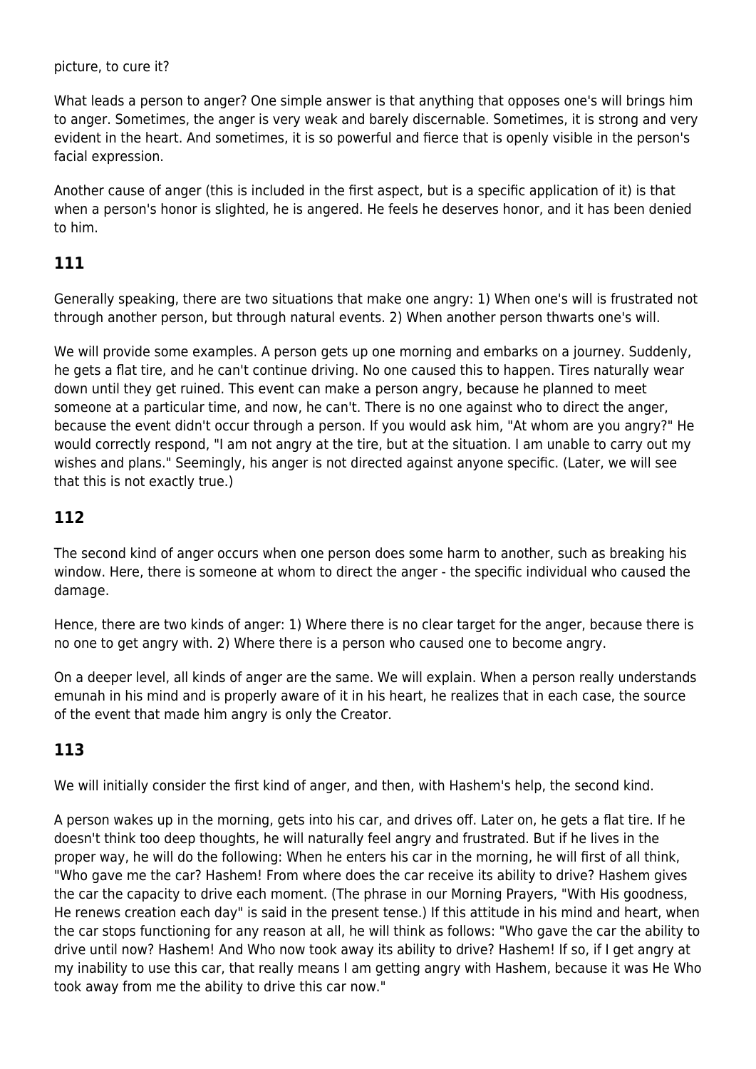picture, to cure it?

What leads a person to anger? One simple answer is that anything that opposes one's will brings him to anger. Sometimes, the anger is very weak and barely discernable. Sometimes, it is strong and very evident in the heart. And sometimes, it is so powerful and fierce that is openly visible in the person's facial expression.

Another cause of anger (this is included in the first aspect, but is a specific application of it) is that when a person's honor is slighted, he is angered. He feels he deserves honor, and it has been denied to him.

## 111

Generally speaking, there are two situations that make one angry: 1) When one's will is frustrated not through another person, but through natural events. 2) When another person thwarts one's will.

We will provide some examples. A person gets up one morning and embarks on a journey. Suddenly, he gets a flat tire, and he can't continue driving. No one caused this to happen. Tires naturally wear down until they get ruined. This event can make a person angry, because he planned to meet someone at a particular time, and now, he can't. There is no one against who to direct the anger, because the event didn't occur through a person. If you would ask him, "At whom are you angry?" He would correctly respond, "I am not angry at the tire, but at the situation. I am unable to carry out my wishes and plans." Seemingly, his anger is not directed against anyone specific. (Later, we will see that this is not exactly true.)

## 112

The second kind of anger occurs when one person does some harm to another, such as breaking his window. Here, there is someone at whom to direct the anger - the specific individual who caused the damage.

Hence, there are two kinds of anger: 1) Where there is no clear target for the anger, because there is no one to get angry with. 2) Where there is a person who caused one to become angry.

On a deeper level, all kinds of anger are the same. We will explain. When a person really understands emunah in his mind and is properly aware of it in his heart, he realizes that in each case, the source of the event that made him angry is only the Creator.

## 113

We will initially consider the first kind of anger, and then, with Hashem's help, the second kind.

A person wakes up in the morning, gets into his car, and drives off. Later on, he gets a flat tire. If he doesn't think too deep thoughts, he will naturally feel angry and frustrated. But if he lives in the proper way, he will do the following: When he enters his car in the morning, he will first of all think, "Who gave me the car? Hashem! From where does the car receive its ability to drive? Hashem gives the car the capacity to drive each moment. (The phrase in our Morning Prayers, "With His goodness, He renews creation each day" is said in the present tense.) If this attitude in his mind and heart, when the car stops functioning for any reason at all, he will think as follows: "Who gave the car the ability to drive until now? Hashem! And Who now took away its ability to drive? Hashem! If so, if I get angry at my inability to use this car, that really means I am getting angry with Hashem, because it was He Who took away from me the ability to drive this car now."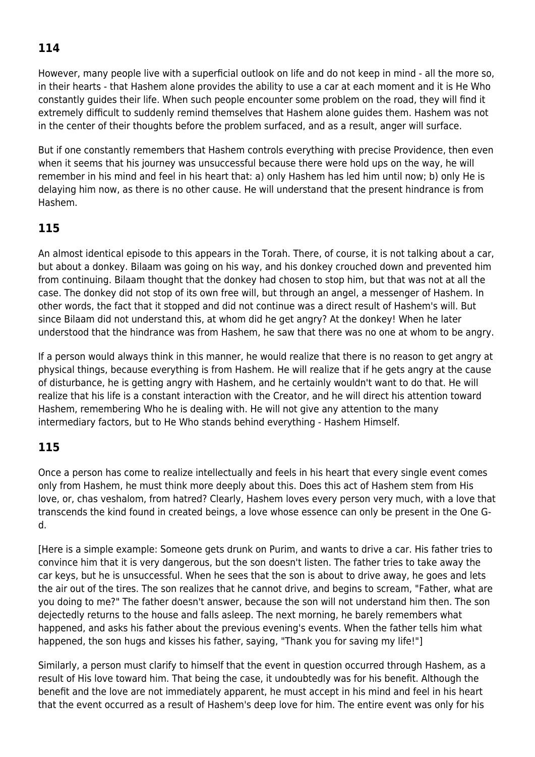## 114

However, many people live with a superficial outlook on life and do not keep in mind - all the more so, in their hearts - that Hashem alone provides the ability to use a car at each moment and it is He Who constantly guides their life. When such people encounter some problem on the road, they will find it extremely difficult to suddenly remind themselves that Hashem alone guides them. Hashem was not in the center of their thoughts before the problem surfaced, and as a result, anger will surface.

But if one constantly remembers that Hashem controls everything with precise Providence, then even when it seems that his journey was unsuccessful because there were hold ups on the way, he will remember in his mind and feel in his heart that: a) only Hashem has led him until now; b) only He is delaying him now, as there is no other cause. He will understand that the present hindrance is from Hashem.

## 115

An almost identical episode to this appears in the Torah. There, of course, it is not talking about a car, but about a donkey. Bilaam was going on his way, and his donkey crouched down and prevented him from continuing. Bilaam thought that the donkey had chosen to stop him, but that was not at all the case. The donkey did not stop of its own free will, but through an angel, a messenger of Hashem. In other words, the fact that it stopped and did not continue was a direct result of Hashem's will. But since Bilaam did not understand this, at whom did he get angry? At the donkey! When he later understood that the hindrance was from Hashem, he saw that there was no one at whom to be angry.

If a person would always think in this manner, he would realize that there is no reason to get angry at physical things, because everything is from Hashem. He will realize that if he gets angry at the cause of disturbance, he is getting angry with Hashem, and he certainly wouldn't want to do that. He will realize that his life is a constant interaction with the Creator, and he will direct his attention toward Hashem, remembering Who he is dealing with. He will not give any attention to the many intermediary factors, but to He Who stands behind everything - Hashem Himself.

## 115

Once a person has come to realize intellectually and feels in his heart that every single event comes only from Hashem, he must think more deeply about this. Does this act of Hashem stem from His love, or, chas veshalom, from hatred? Clearly, Hashem loves every person very much, with a love that transcends the kind found in created beings, a love whose essence can only be present in the One G-d.

[Here is a simple example: Someone gets drunk on Purim, and wants to drive a car. His father tries to convince him that it is very dangerous, but the son doesn't listen. The father tries to take away the car keys, but he is unsuccessful. When he sees that the son is about to drive away, he goes and lets the air out of the tires. The son realizes that he cannot drive, and begins to scream, "Father, what are you doing to me?" The father doesn't answer, because the son will not understand him then. The son dejectedly returns to the house and falls asleep. The next morning, he barely remembers what happened, and asks his father about the previous evening's events. When the father tells him what happened, the son hugs and kisses his father, saying, "Thank you for saving my life!"]

Similarly, a person must clarify to himself that the event in question occurred through Hashem, as a result of His love toward him. That being the case, it undoubtedly was for his benefit. Although the benefit and the love are not immediately apparent, he must accept in his mind and feel in his heart that the event occurred as a result of Hashem's deep love for him. The entire event was only for his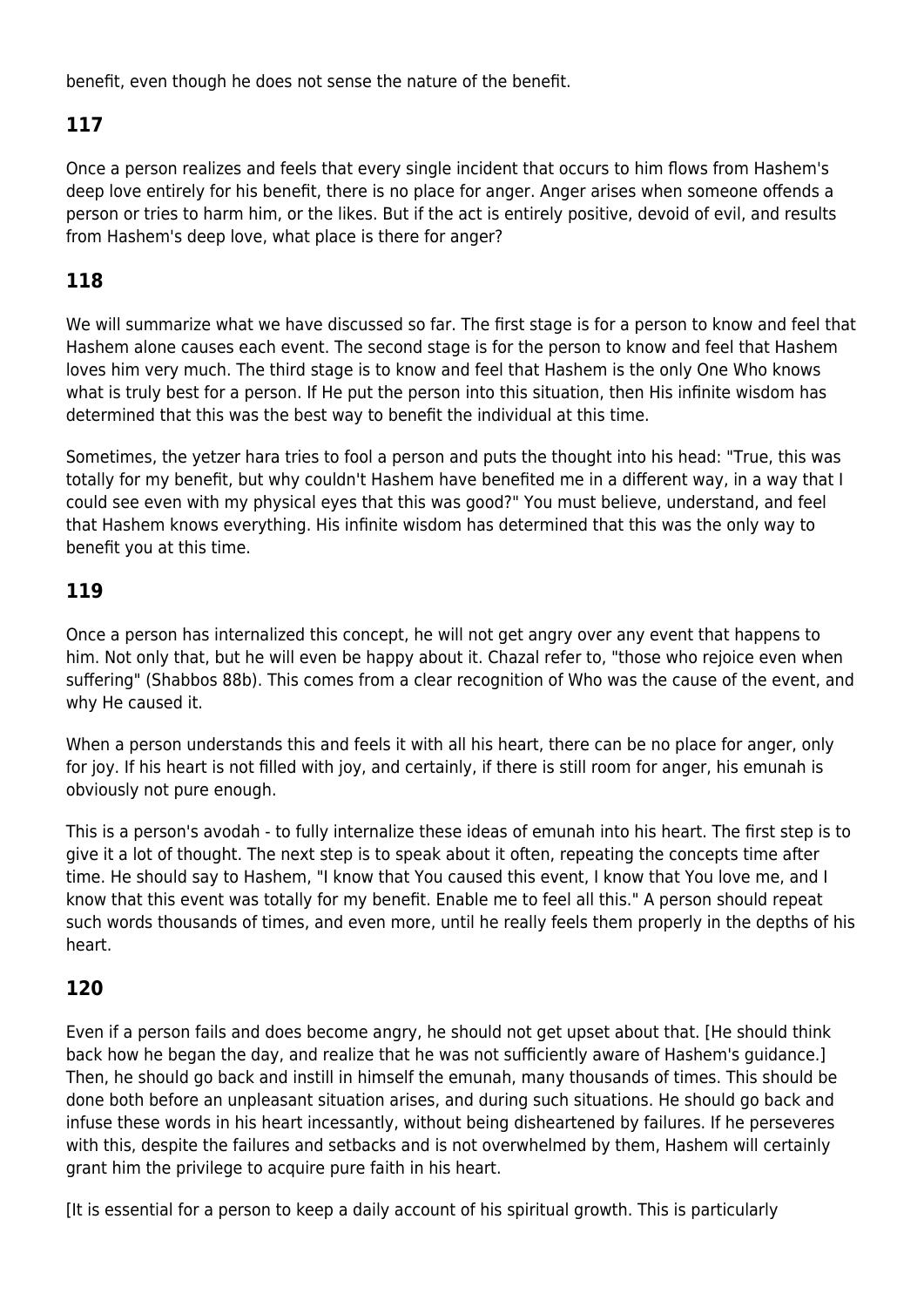benefit, even though he does not sense the nature of the benefit.

## 117

Once a person realizes and feels that every single incident that occurs to him flows from Hashem's deep love entirely for his benefit, there is no place for anger. Anger arises when someone offends a person or tries to harm him, or the likes. But if the act is entirely positive, devoid of evil, and results from Hashem's deep love, what place is there for anger?

## 118

We will summarize what we have discussed so far. The first stage is for a person to know and feel that Hashem alone causes each event. The second stage is for the person to know and feel that Hashem loves him very much. The third stage is to know and feel that Hashem is the only One Who knows what is truly best for a person. If He put the person into this situation, then His infinite wisdom has determined that this was the best way to benefit the individual at this time.

Sometimes, the yetzer hara tries to fool a person and puts the thought into his head: "True, this was totally for my benefit, but why couldn't Hashem have benefited me in a different way, in a way that I could see even with my physical eyes that this was good?" You must believe, understand, and feel that Hashem knows everything. His infinite wisdom has determined that this was the only way to benefit you at this time.

## 119

Once a person has internalized this concept, he will not get angry over any event that happens to him. Not only that, but he will even be happy about it. Chazal refer to, "those who rejoice even when suffering" (Shabbos 88b). This comes from a clear recognition of Who was the cause of the event, and why He caused it.

When a person understands this and feels it with all his heart, there can be no place for anger, only for joy. If his heart is not filled with joy, and certainly, if there is still room for anger, his emunah is obviously not pure enough.

This is a person's avodah - to fully internalize these ideas of emunah into his heart. The first step is to give it a lot of thought. The next step is to speak about it often, repeating the concepts time after time. He should say to Hashem, "I know that You caused this event, I know that You love me, and I know that this event was totally for my benefit. Enable me to feel all this." A person should repeat such words thousands of times, and even more, until he really feels them properly in the depths of his heart.

## 120

Even if a person fails and does become angry, he should not get upset about that. [He should think back how he began the day, and realize that he was not sufficiently aware of Hashem's guidance.] Then, he should go back and instill in himself the emunah, many thousands of times. This should be done both before an unpleasant situation arises, and during such situations. He should go back and infuse these words in his heart incessantly, without being disheartened by failures. If he perseveres with this, despite the failures and setbacks and is not overwhelmed by them, Hashem will certainly grant him the privilege to acquire pure faith in his heart.

[It is essential for a person to keep a daily account of his spiritual growth. This is particularly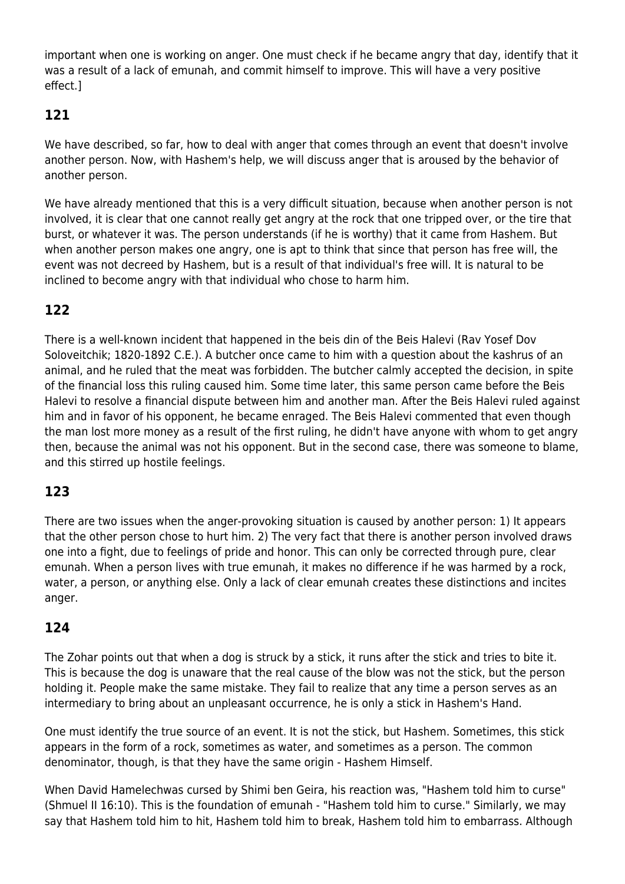important when one is working on anger. One must check if he became angry that day, identify that it was a result of a lack of emunah, and commit himself to improve. This will have a very positive effect.]

## 121

We have described, so far, how to deal with anger that comes through an event that doesn't involve another person. Now, with Hashem's help, we will discuss anger that is aroused by the behavior of another person.

We have already mentioned that this is a very difficult situation, because when another person is not involved, it is clear that one cannot really get angry at the rock that one tripped over, or the tire that burst, or whatever it was. The person understands (if he is worthy) that it came from Hashem. But when another person makes one angry, one is apt to think that since that person has free will, the event was not decreed by Hashem, but is a result of that individual's free will. It is natural to be inclined to become angry with that individual who chose to harm him.

## 122

There is a well-known incident that happened in the beis din of the Beis Halevi (Rav Yosef Dov Soloveitchik; 1820-1892 C.E.). A butcher once came to him with a question about the kashrus of an animal, and he ruled that the meat was forbidden. The butcher calmly accepted the decision, in spite of the financial loss this ruling caused him. Some time later, this same person came before the Beis Halevi to resolve a financial dispute between him and another man. After the Beis Halevi ruled against him and in favor of his opponent, he became enraged. The Beis Halevi commented that even though the man lost more money as a result of the first ruling, he didn't have anyone with whom to get angry then, because the animal was not his opponent. But in the second case, there was someone to blame, and this stirred up hostile feelings.

## 123

There are two issues when the anger-provoking situation is caused by another person: 1) It appears that the other person chose to hurt him. 2) The very fact that there is another person involved draws one into a fight, due to feelings of pride and honor. This can only be corrected through pure, clear emunah. When a person lives with true emunah, it makes no difference if he was harmed by a rock, water, a person, or anything else. Only a lack of clear emunah creates these distinctions and incites anger.

## 124

The Zohar points out that when a dog is struck by a stick, it runs after the stick and tries to bite it. This is because the dog is unaware that the real cause of the blow was not the stick, but the person holding it. People make the same mistake. They fail to realize that any time a person serves as an intermediary to bring about an unpleasant occurrence, he is only a stick in Hashem's Hand.

One must identify the true source of an event. It is not the stick, but Hashem. Sometimes, this stick appears in the form of a rock, sometimes as water, and sometimes as a person. The common denominator, though, is that they have the same origin - Hashem Himself.

When David Hamelechwas cursed by Shimi ben Geira, his reaction was, "Hashem told him to curse" (Shmuel II 16:10). This is the foundation of emunah - "Hashem told him to curse." Similarly, we may say that Hashem told him to hit, Hashem told him to break, Hashem told him to embarrass. Although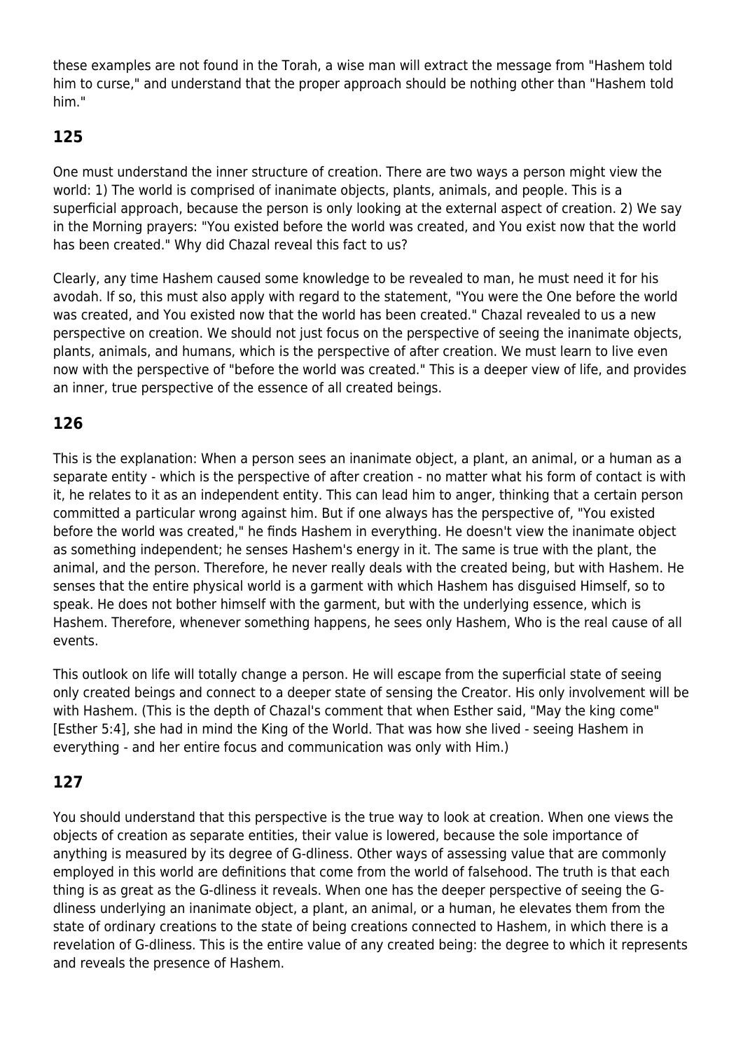these examples are not found in the Torah, a wise man will extract the message from "Hashem told him to curse," and understand that the proper approach should be nothing other than "Hashem told him."

## 125

One must understand the inner structure of creation. There are two ways a person might view the world: 1) The world is comprised of inanimate objects, plants, animals, and people. This is a superficial approach, because the person is only looking at the external aspect of creation. 2) We say in the Morning prayers: "You existed before the world was created, and You exist now that the world has been created." Why did Chazal reveal this fact to us?

Clearly, any time Hashem caused some knowledge to be revealed to man, he must need it for his avodah. If so, this must also apply with regard to the statement, "You were the One before the world was created, and You existed now that the world has been created." Chazal revealed to us a new perspective on creation. We should not just focus on the perspective of seeing the inanimate objects, plants, animals, and humans, which is the perspective of after creation. We must learn to live even now with the perspective of "before the world was created." This is a deeper view of life, and provides an inner, true perspective of the essence of all created beings.

## 126

This is the explanation: When a person sees an inanimate object, a plant, an animal, or a human as a separate entity - which is the perspective of after creation - no matter what his form of contact is with it, he relates to it as an independent entity. This can lead him to anger, thinking that a certain person committed a particular wrong against him. But if one always has the perspective of, "You existed before the world was created," he finds Hashem in everything. He doesn't view the inanimate object as something independent; he senses Hashem's energy in it. The same is true with the plant, the animal, and the person. Therefore, he never really deals with the created being, but with Hashem. He senses that the entire physical world is a garment with which Hashem has disguised Himself, so to speak. He does not bother himself with the garment, but with the underlying essence, which is Hashem. Therefore, whenever something happens, he sees only Hashem, Who is the real cause of all events.

This outlook on life will totally change a person. He will escape from the superficial state of seeing only created beings and connect to a deeper state of sensing the Creator. His only involvement will be with Hashem. (This is the depth of Chazal's comment that when Esther said, "May the king come" [Esther 5:4], she had in mind the King of the World. That was how she lived - seeing Hashem in everything - and her entire focus and communication was only with Him.)

## 127

You should understand that this perspective is the true way to look at creation. When one views the objects of creation as separate entities, their value is lowered, because the sole importance of anything is measured by its degree of G-dliness. Other ways of assessing value that are commonly employed in this world are definitions that come from the world of falsehood. The truth is that each thing is as great as the G-dliness it reveals. When one has the deeper perspective of seeing the G-dliness underlying an inanimate object, a plant, an animal, or a human, he elevates them from the state of ordinary creations to the state of being creations connected to Hashem, in which there is a revelation of G-dliness. This is the entire value of any created being: the degree to which it represents and reveals the presence of Hashem.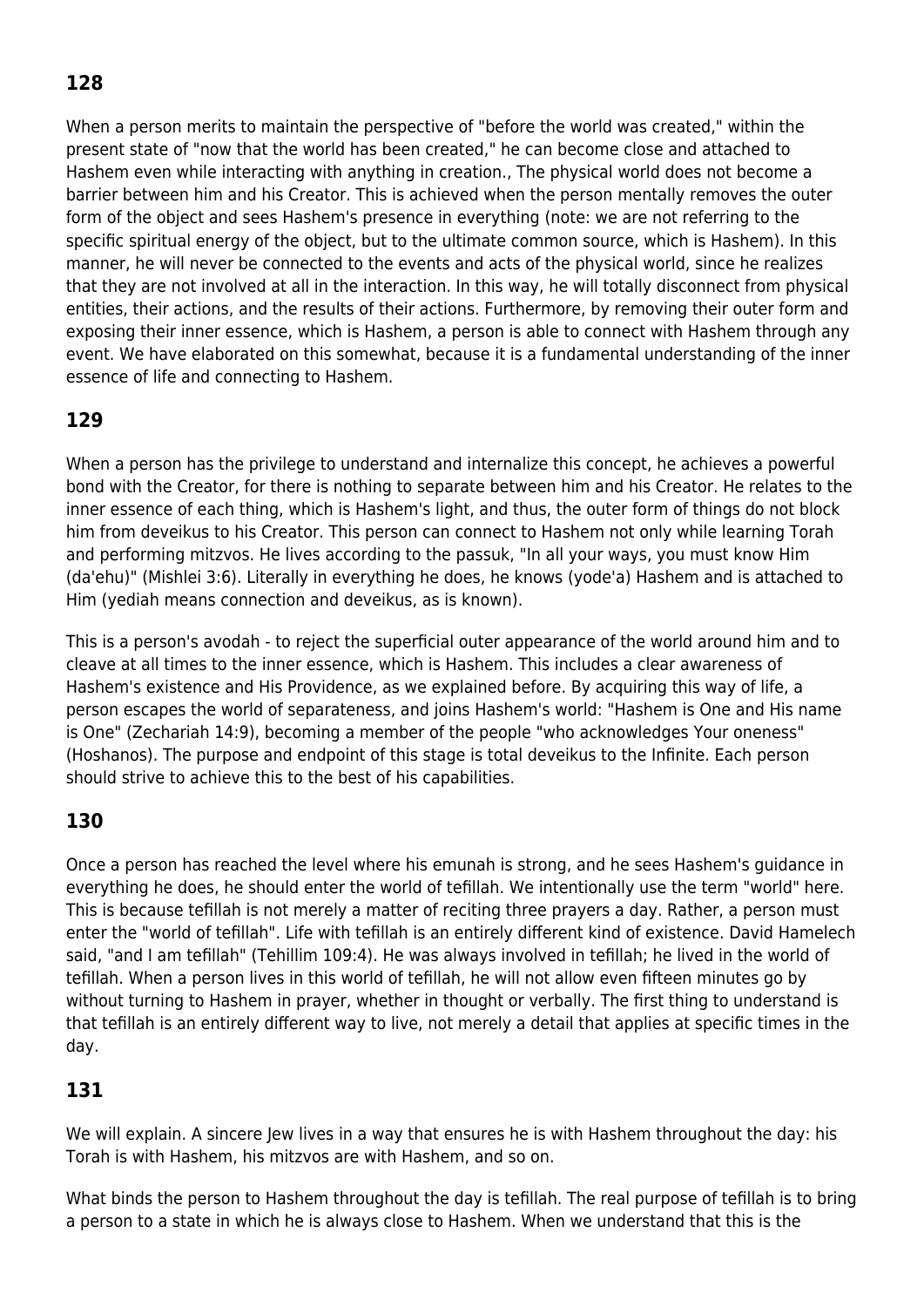## 128

When a person merits to maintain the perspective of "before the world was created," within the present state of "now that the world has been created," he can become close and attached to Hashem even while interacting with anything in creation., The physical world does not become a barrier between him and his Creator. This is achieved when the person mentally removes the outer form of the object and sees Hashem's presence in everything (note: we are not referring to the specific spiritual energy of the object, but to the ultimate common source, which is Hashem). In this manner, he will never be connected to the events and acts of the physical world, since he realizes that they are not involved at all in the interaction. In this way, he will totally disconnect from physical entities, their actions, and the results of their actions. Furthermore, by removing their outer form and exposing their inner essence, which is Hashem, a person is able to connect with Hashem through any event. We have elaborated on this somewhat, because it is a fundamental understanding of the inner essence of life and connecting to Hashem.

## 129

When a person has the privilege to understand and internalize this concept, he achieves a powerful bond with the Creator, for there is nothing to separate between him and his Creator. He relates to the inner essence of each thing, which is Hashem's light, and thus, the outer form of things do not block him from deveikus to his Creator. This person can connect to Hashem not only while learning Torah and performing mitzvos. He lives according to the passuk, "In all your ways, you must know Him (da'ehu)" (Mishlei 3:6). Literally in everything he does, he knows (yode'a) Hashem and is attached to Him (yediah means connection and deveikus, as is known).

This is a person's avodah - to reject the superficial outer appearance of the world around him and to cleave at all times to the inner essence, which is Hashem. This includes a clear awareness of Hashem's existence and His Providence, as we explained before. By acquiring this way of life, a person escapes the world of separateness, and joins Hashem's world: "Hashem is One and His name is One" (Zechariah 14:9), becoming a member of the people "who acknowledges Your oneness" (Hoshanos). The purpose and endpoint of this stage is total deveikus to the Infinite. Each person should strive to achieve this to the best of his capabilities.

## 130

Once a person has reached the level where his emunah is strong, and he sees Hashem's guidance in everything he does, he should enter the world of tefillah. We intentionally use the term "world" here. This is because tefillah is not merely a matter of reciting three prayers a day. Rather, a person must enter the "world of tefillah". Life with tefillah is an entirely different kind of existence. David Hamelech said, "and I am tefillah" (Tehillim 109:4). He was always involved in tefillah; he lived in the world of tefillah. When a person lives in this world of tefillah, he will not allow even fifteen minutes go by without turning to Hashem in prayer, whether in thought or verbally. The first thing to understand is that tefillah is an entirely different way to live, not merely a detail that applies at specific times in the day.

## 131

We will explain. A sincere Jew lives in a way that ensures he is with Hashem throughout the day: his Torah is with Hashem, his mitzvos are with Hashem, and so on.

What binds the person to Hashem throughout the day is tefillah. The real purpose of tefillah is to bring a person to a state in which he is always close to Hashem. When we understand that this is the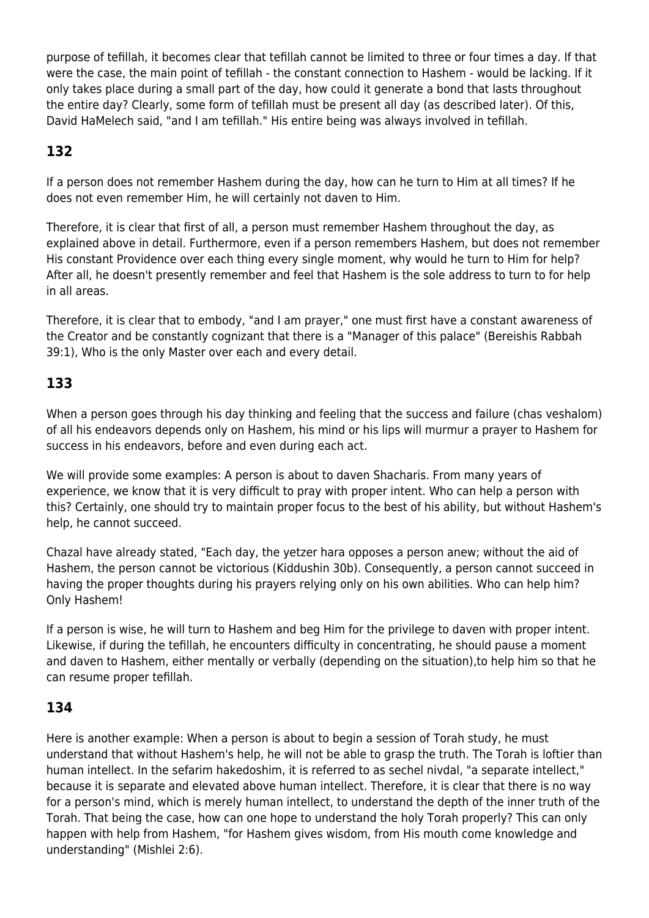purpose of tefillah, it becomes clear that tefillah cannot be limited to three or four times a day. If that were the case, the main point of tefillah - the constant connection to Hashem - would be lacking. If it only takes place during a small part of the day, how could it generate a bond that lasts throughout the entire day? Clearly, some form of tefillah must be present all day (as described later). Of this, David HaMelech said, "and I am tefillah." His entire being was always involved in tefillah.

## 132

If a person does not remember Hashem during the day, how can he turn to Him at all times? If he does not even remember Him, he will certainly not daven to Him.

Therefore, it is clear that first of all, a person must remember Hashem throughout the day, as explained above in detail. Furthermore, even if a person remembers Hashem, but does not remember His constant Providence over each thing every single moment, why would he turn to Him for help? After all, he doesn't presently remember and feel that Hashem is the sole address to turn to for help in all areas.

Therefore, it is clear that to embody, "and I am prayer," one must first have a constant awareness of the Creator and be constantly cognizant that there is a "Manager of this palace" (Bereishis Rabbah 39:1), Who is the only Master over each and every detail.

## 133

When a person goes through his day thinking and feeling that the success and failure (chas veshalom) of all his endeavors depends only on Hashem, his mind or his lips will murmur a prayer to Hashem for success in his endeavors, before and even during each act.

We will provide some examples: A person is about to daven Shacharis. From many years of experience, we know that it is very difficult to pray with proper intent. Who can help a person with this? Certainly, one should try to maintain proper focus to the best of his ability, but without Hashem's help, he cannot succeed.

Chazal have already stated, "Each day, the yetzer hara opposes a person anew; without the aid of Hashem, the person cannot be victorious (Kiddushin 30b). Consequently, a person cannot succeed in having the proper thoughts during his prayers relying only on his own abilities. Who can help him? Only Hashem!

If a person is wise, he will turn to Hashem and beg Him for the privilege to daven with proper intent. Likewise, if during the tefillah, he encounters difficulty in concentrating, he should pause a moment and daven to Hashem, either mentally or verbally (depending on the situation),to help him so that he can resume proper tefillah.

## 134

Here is another example: When a person is about to begin a session of Torah study, he must understand that without Hashem's help, he will not be able to grasp the truth. The Torah is loftier than human intellect. In the sefarim hakedoshim, it is referred to as sechel nivdal, "a separate intellect," because it is separate and elevated above human intellect. Therefore, it is clear that there is no way for a person's mind, which is merely human intellect, to understand the depth of the inner truth of the Torah. That being the case, how can one hope to understand the holy Torah properly? This can only happen with help from Hashem, "for Hashem gives wisdom, from His mouth come knowledge and understanding" (Mishlei 2:6).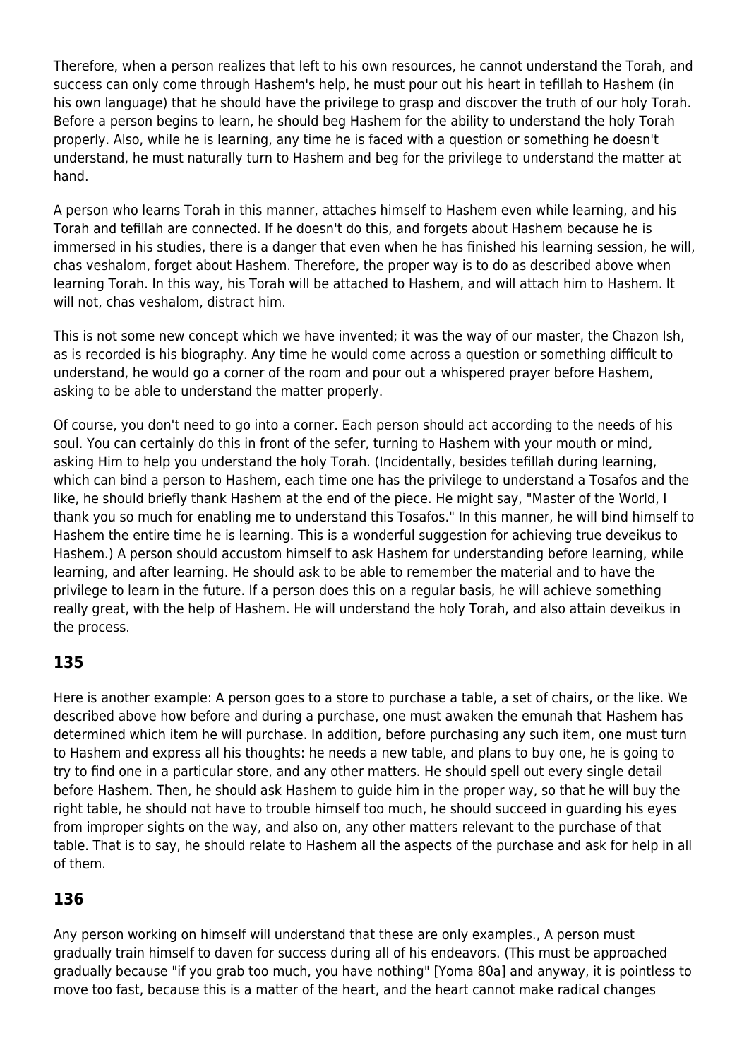Therefore, when a person realizes that left to his own resources, he cannot understand the Torah, and success can only come through Hashem's help, he must pour out his heart in tefillah to Hashem (in his own language) that he should have the privilege to grasp and discover the truth of our holy Torah. Before a person begins to learn, he should beg Hashem for the ability to understand the holy Torah properly. Also, while he is learning, any time he is faced with a question or something he doesn't understand, he must naturally turn to Hashem and beg for the privilege to understand the matter at hand.

A person who learns Torah in this manner, attaches himself to Hashem even while learning, and his Torah and tefillah are connected. If he doesn't do this, and forgets about Hashem because he is immersed in his studies, there is a danger that even when he has finished his learning session, he will, chas veshalom, forget about Hashem. Therefore, the proper way is to do as described above when learning Torah. In this way, his Torah will be attached to Hashem, and will attach him to Hashem. It will not, chas veshalom, distract him.

This is not some new concept which we have invented; it was the way of our master, the Chazon Ish, as is recorded is his biography. Any time he would come across a question or something difficult to understand, he would go a corner of the room and pour out a whispered prayer before Hashem, asking to be able to understand the matter properly.

Of course, you don't need to go into a corner. Each person should act according to the needs of his soul. You can certainly do this in front of the sefer, turning to Hashem with your mouth or mind, asking Him to help you understand the holy Torah. (Incidentally, besides tefillah during learning, which can bind a person to Hashem, each time one has the privilege to understand a Tosafos and the like, he should briefly thank Hashem at the end of the piece. He might say, "Master of the World, I thank you so much for enabling me to understand this Tosafos." In this manner, he will bind himself to Hashem the entire time he is learning. This is a wonderful suggestion for achieving true deveikus to Hashem.) A person should accustom himself to ask Hashem for understanding before learning, while learning, and after learning. He should ask to be able to remember the material and to have the privilege to learn in the future. If a person does this on a regular basis, he will achieve something really great, with the help of Hashem. He will understand the holy Torah, and also attain deveikus in the process.

## 135

Here is another example: A person goes to a store to purchase a table, a set of chairs, or the like. We described above how before and during a purchase, one must awaken the emunah that Hashem has determined which item he will purchase. In addition, before purchasing any such item, one must turn to Hashem and express all his thoughts: he needs a new table, and plans to buy one, he is going to try to find one in a particular store, and any other matters. He should spell out every single detail before Hashem. Then, he should ask Hashem to guide him in the proper way, so that he will buy the right table, he should not have to trouble himself too much, he should succeed in guarding his eyes from improper sights on the way, and also on, any other matters relevant to the purchase of that table. That is to say, he should relate to Hashem all the aspects of the purchase and ask for help in all of them.

## 136

Any person working on himself will understand that these are only examples., A person must gradually train himself to daven for success during all of his endeavors. (This must be approached gradually because "if you grab too much, you have nothing" [Yoma 80a] and anyway, it is pointless to move too fast, because this is a matter of the heart, and the heart cannot make radical changes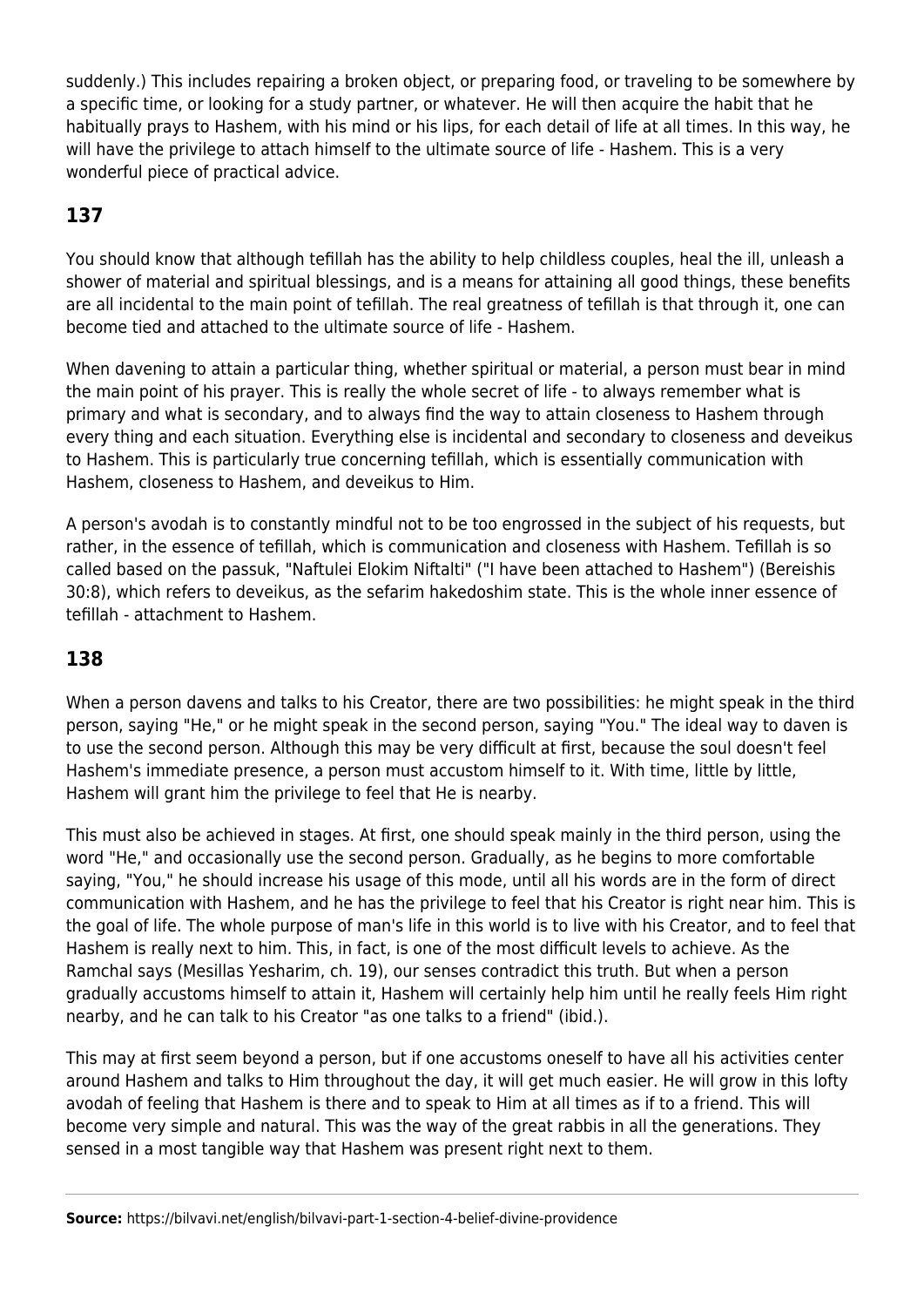suddenly.) This includes repairing a broken object, or preparing food, or traveling to be somewhere by a specific time, or looking for a study partner, or whatever. He will then acquire the habit that he habitually prays to Hashem, with his mind or his lips, for each detail of life at all times. In this way, he will have the privilege to attach himself to the ultimate source of life - Hashem. This is a very wonderful piece of practical advice.

## 137

You should know that although tefillah has the ability to help childless couples, heal the ill, unleash a shower of material and spiritual blessings, and is a means for attaining all good things, these benefits are all incidental to the main point of tefillah. The real greatness of tefillah is that through it, one can become tied and attached to the ultimate source of life - Hashem.

When davening to attain a particular thing, whether spiritual or material, a person must bear in mind the main point of his prayer. This is really the whole secret of life - to always remember what is primary and what is secondary, and to always find the way to attain closeness to Hashem through every thing and each situation. Everything else is incidental and secondary to closeness and deveikus to Hashem. This is particularly true concerning tefillah, which is essentially communication with Hashem, closeness to Hashem, and deveikus to Him.

A person's avodah is to constantly mindful not to be too engrossed in the subject of his requests, but rather, in the essence of tefillah, which is communication and closeness with Hashem. Tefillah is so called based on the passuk, "Naftulei Elokim Niftalti" ("I have been attached to Hashem") (Bereishis 30:8), which refers to deveikus, as the sefarim hakedoshim state. This is the whole inner essence of tefillah - attachment to Hashem.

## 138

When a person davens and talks to his Creator, there are two possibilities: he might speak in the third person, saying "He," or he might speak in the second person, saying "You." The ideal way to daven is to use the second person. Although this may be very difficult at first, because the soul doesn't feel Hashem's immediate presence, a person must accustom himself to it. With time, little by little, Hashem will grant him the privilege to feel that He is nearby.

This must also be achieved in stages. At first, one should speak mainly in the third person, using the word "He," and occasionally use the second person. Gradually, as he begins to more comfortable saying, "You," he should increase his usage of this mode, until all his words are in the form of direct communication with Hashem, and he has the privilege to feel that his Creator is right near him. This is the goal of life. The whole purpose of man's life in this world is to live with his Creator, and to feel that Hashem is really next to him. This, in fact, is one of the most difficult levels to achieve. As the Ramchal says (Mesillas Yesharim, ch. 19), our senses contradict this truth. But when a person gradually accustoms himself to attain it, Hashem will certainly help him until he really feels Him right nearby, and he can talk to his Creator "as one talks to a friend" (ibid.).

This may at first seem beyond a person, but if one accustoms oneself to have all his activities center around Hashem and talks to Him throughout the day, it will get much easier. He will grow in this lofty avodah of feeling that Hashem is there and to speak to Him at all times as if to a friend. This will become very simple and natural. This was the way of the great rabbis in all the generations. They sensed in a most tangible way that Hashem was present right next to them.

---

**Source:** https://bilvavi.net/english/bilvavi-part-1-section-4-belief-divine-providence